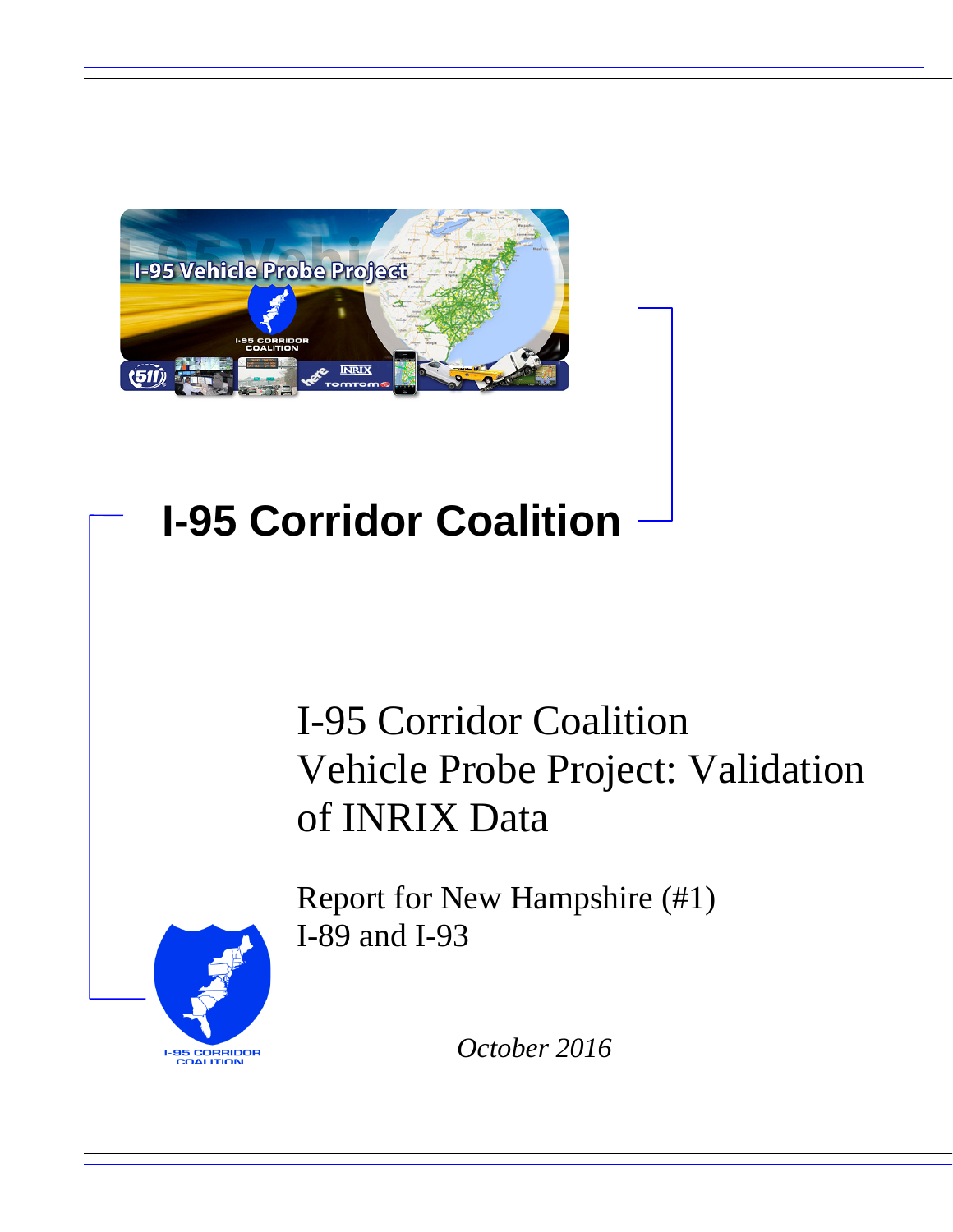# I-95 Corridor Coalition

## I-95 Corridor Coalition Vehicle Probe Project: Validation of INRIX Data

Report for New Hampshire (#1)
I-89 and I-93

*October 2016*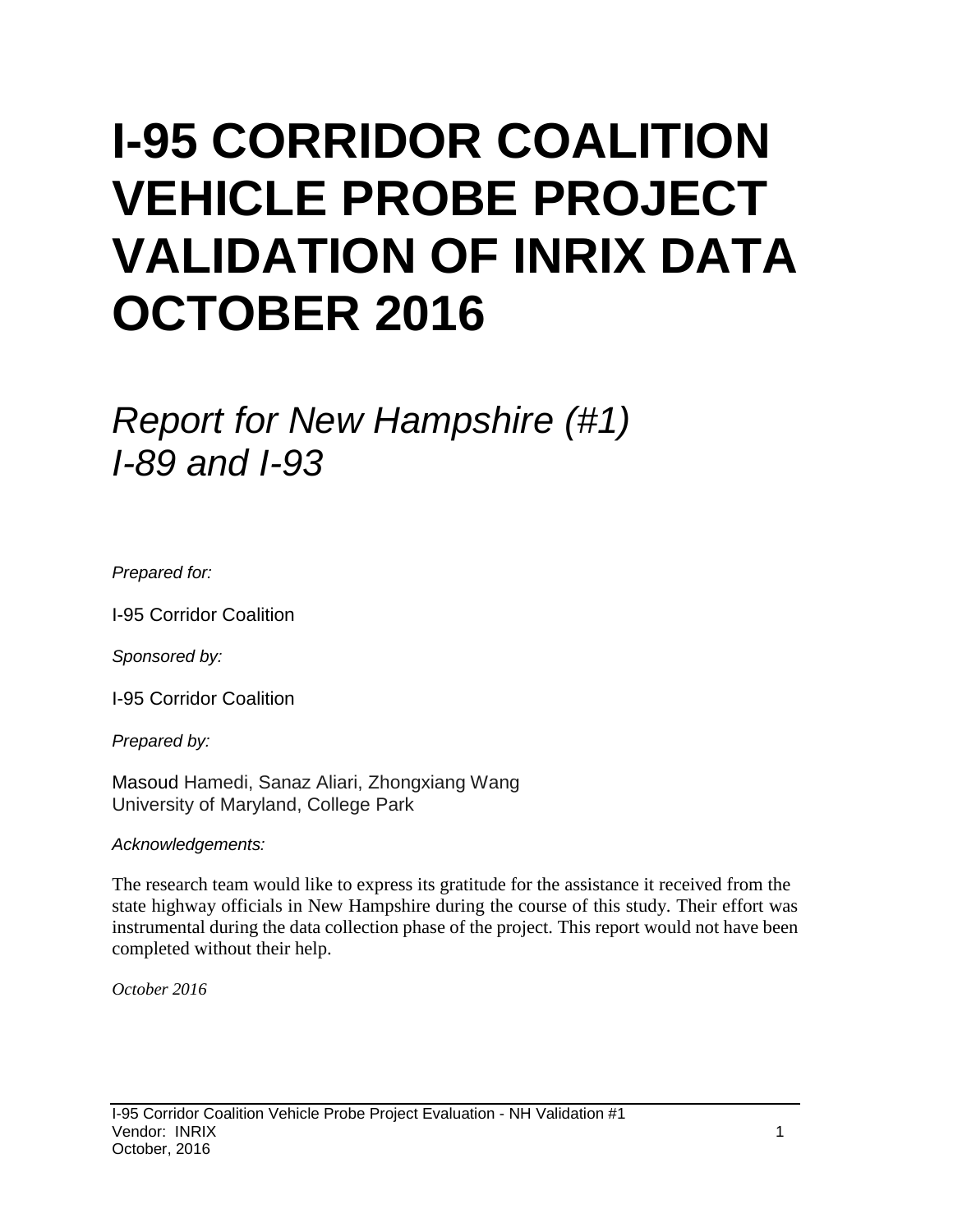# I-95 CORRIDOR COALITION VEHICLE PROBE PROJECT VALIDATION OF INRIX DATA OCTOBER 2016

## *Report for New Hampshire (#1) I-89 and I-93*

*Prepared for:*

I-95 Corridor Coalition

*Sponsored by:*

I-95 Corridor Coalition

*Prepared by:*

Masoud Hamedi, Sanaz Aliari, Zhongxiang Wang
University of Maryland, College Park

*Acknowledgements:*

The research team would like to express its gratitude for the assistance it received from the state highway officials in New Hampshire during the course of this study. Their effort was instrumental during the data collection phase of the project. This report would not have been completed without their help.

*October 2016*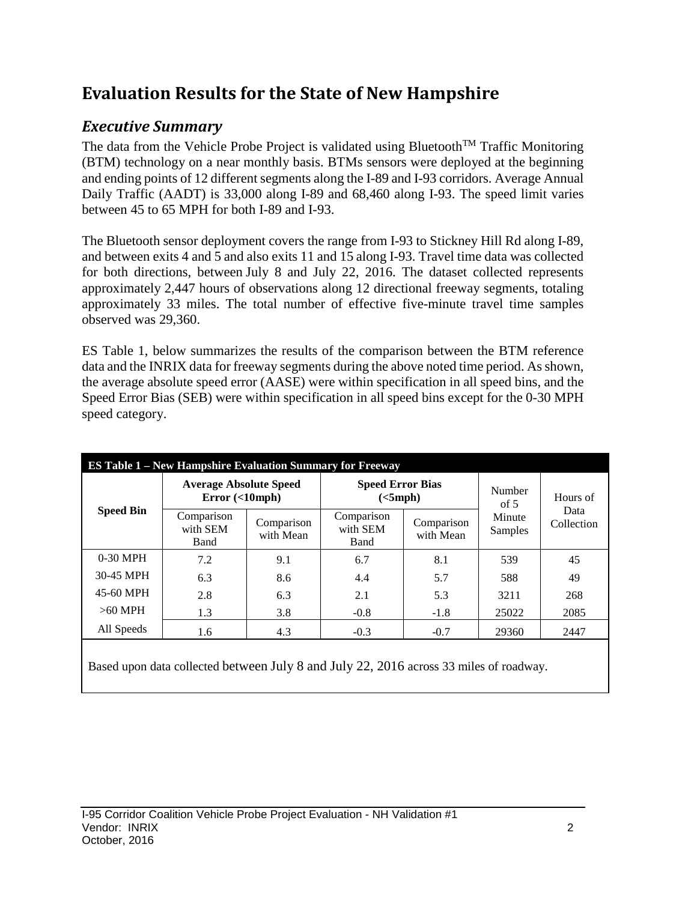# Evaluation Results for the State of New Hampshire

## *Executive Summary*

The data from the Vehicle Probe Project is validated using Bluetooth[TM] Traffic Monitoring (BTM) technology on a near monthly basis. BTMs sensors were deployed at the beginning and ending points of 12 different segments along the I-89 and I-93 corridors. Average Annual Daily Traffic (AADT) is 33,000 along I-89 and 68,460 along I-93. The speed limit varies between 45 to 65 MPH for both I-89 and I-93.

The Bluetooth sensor deployment covers the range from I-93 to Stickney Hill Rd along I-89, and between exits 4 and 5 and also exits 11 and 15 along I-93. Travel time data was collected for both directions, between July 8 and July 22, 2016. The dataset collected represents approximately 2,447 hours of observations along 12 directional freeway segments, totaling approximately 33 miles. The total number of effective five-minute travel time samples observed was 29,360.

ES Table 1, below summarizes the results of the comparison between the BTM reference data and the INRIX data for freeway segments during the above noted time period. As shown, the average absolute speed error (AASE) were within specification in all speed bins, and the Speed Error Bias (SEB) were within specification in all speed bins except for the 0-30 MPH speed category.

**ES Table 1 – New Hampshire Evaluation Summary for Freeway**

| Speed Bin | Average Absolute Speed Error (<10mph) | | Speed Error Bias (<5mph) | | Number of 5 Minute Samples | Hours of Data Collection |
|---|---|---|---|---|---|---|
| | Comparison with SEM Band | Comparison with Mean | Comparison with SEM Band | Comparison with Mean | | |
| 0-30 MPH | 7.2 | 9.1 | 6.7 | 8.1 | 539 | 45 |
| 30-45 MPH | 6.3 | 8.6 | 4.4 | 5.7 | 588 | 49 |
| 45-60 MPH | 2.8 | 6.3 | 2.1 | 5.3 | 3211 | 268 |
| >60 MPH | 1.3 | 3.8 | -0.8 | -1.8 | 25022 | 2085 |
| All Speeds | 1.6 | 4.3 | -0.3 | -0.7 | 29360 | 2447 |

Based upon data collected between July 8 and July 22, 2016 across 33 miles of roadway.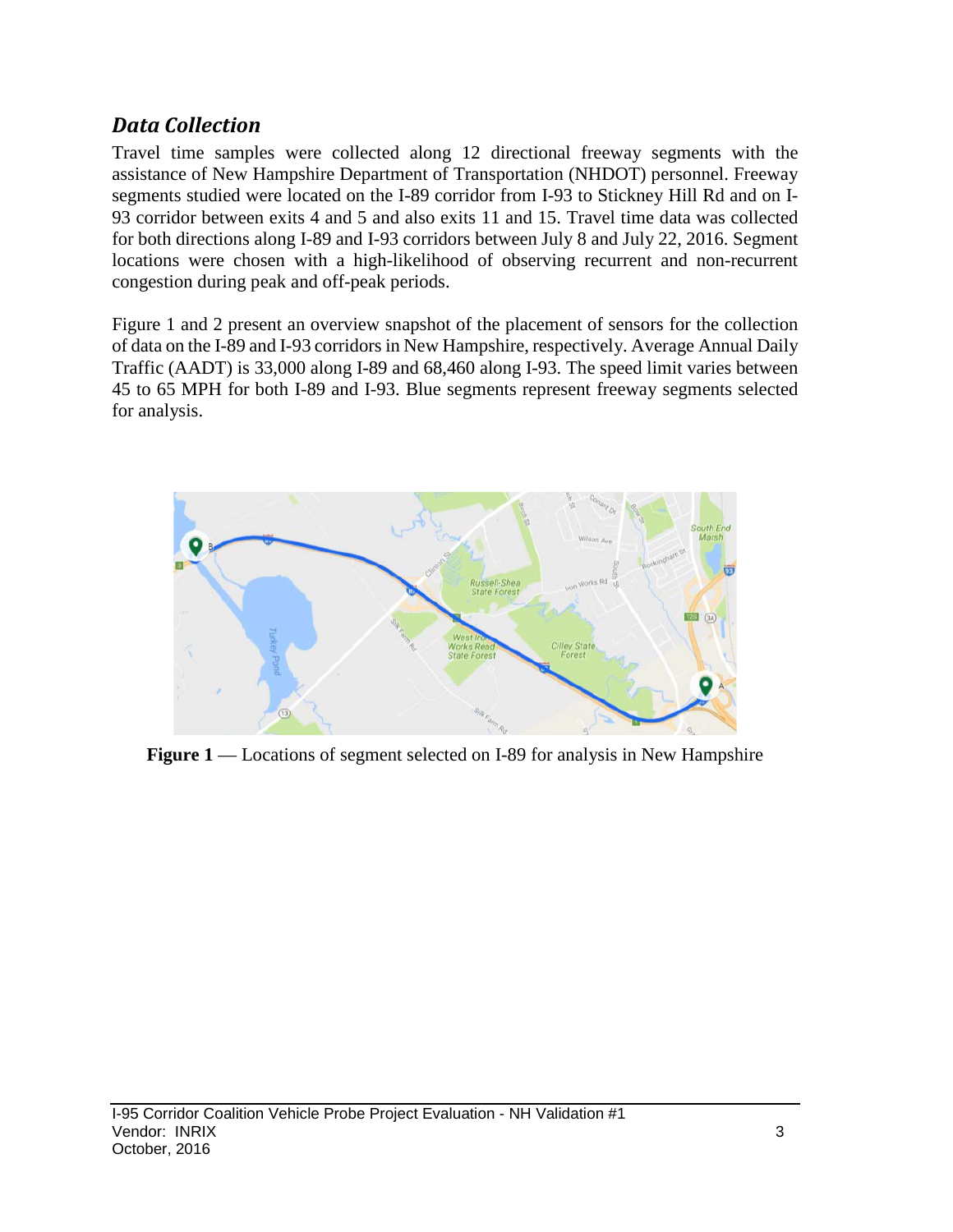## *Data Collection*

Travel time samples were collected along 12 directional freeway segments with the assistance of New Hampshire Department of Transportation (NHDOT) personnel. Freeway segments studied were located on the I-89 corridor from I-93 to Stickney Hill Rd and on I-93 corridor between exits 4 and 5 and also exits 11 and 15. Travel time data was collected for both directions along I-89 and I-93 corridors between July 8 and July 22, 2016. Segment locations were chosen with a high-likelihood of observing recurrent and non-recurrent congestion during peak and off-peak periods.

Figure 1 and 2 present an overview snapshot of the placement of sensors for the collection of data on the I-89 and I-93 corridors in New Hampshire, respectively. Average Annual Daily Traffic (AADT) is 33,000 along I-89 and 68,460 along I-93. The speed limit varies between 45 to 65 MPH for both I-89 and I-93. Blue segments represent freeway segments selected for analysis.

**Figure 1** — Locations of segment selected on I-89 for analysis in New Hampshire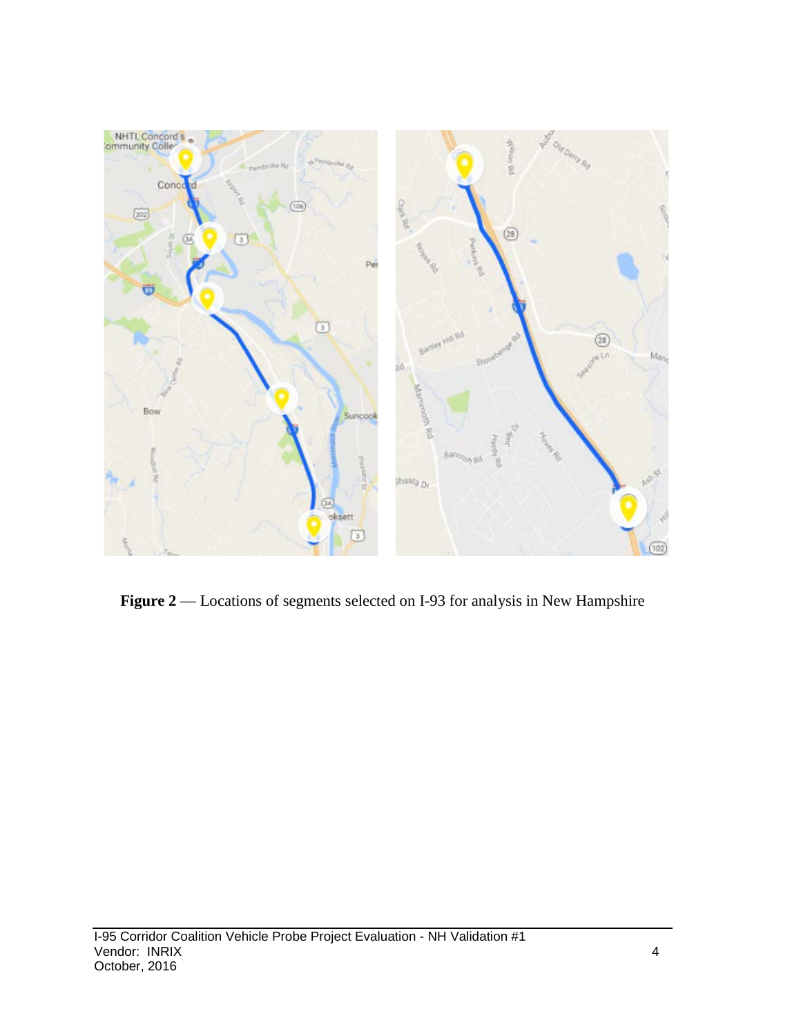**Figure 2** — Locations of segments selected on I-93 for analysis in New Hampshire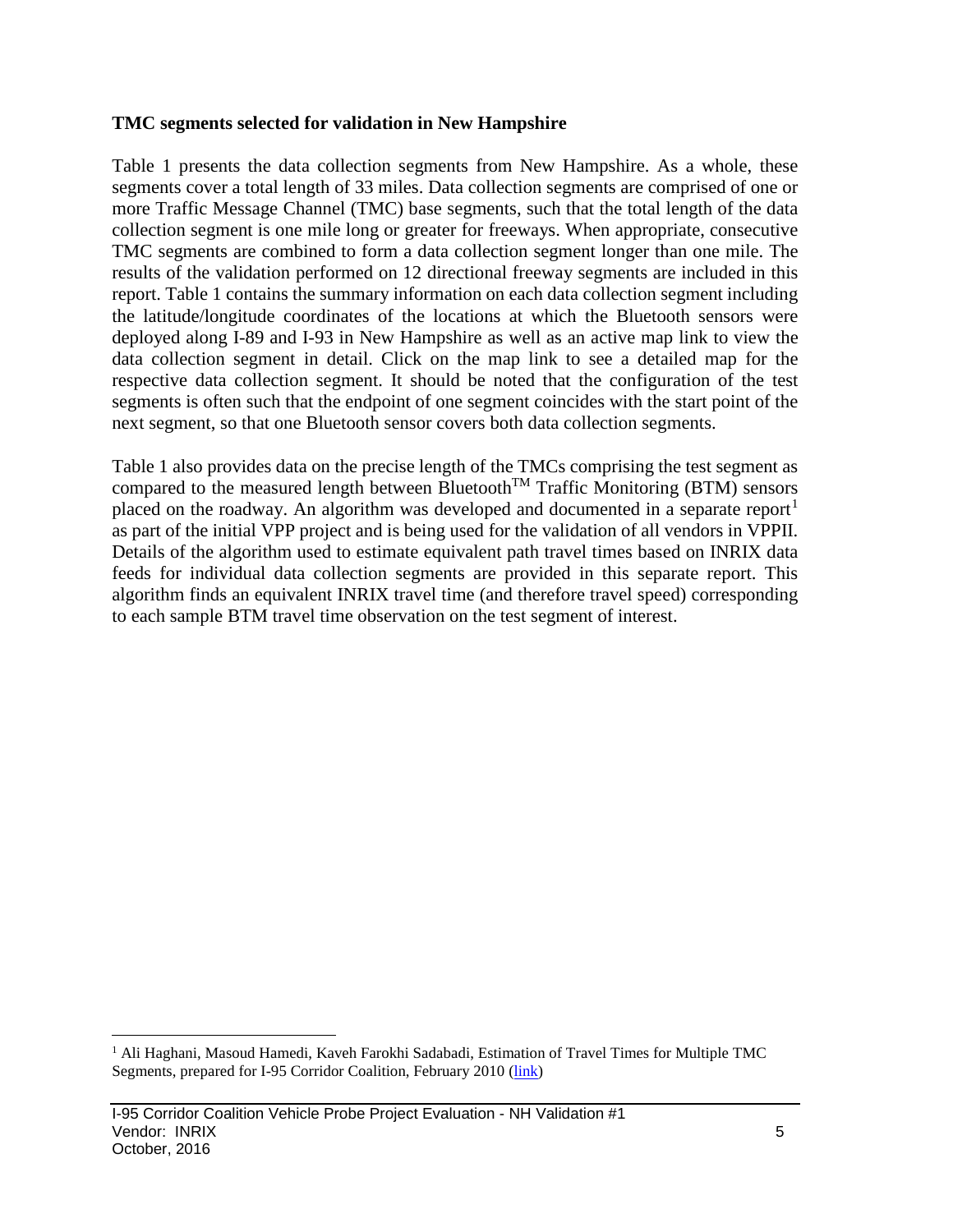### TMC segments selected for validation in New Hampshire

Table 1 presents the data collection segments from New Hampshire. As a whole, these segments cover a total length of 33 miles. Data collection segments are comprised of one or more Traffic Message Channel (TMC) base segments, such that the total length of the data collection segment is one mile long or greater for freeways. When appropriate, consecutive TMC segments are combined to form a data collection segment longer than one mile. The results of the validation performed on 12 directional freeway segments are included in this report. Table 1 contains the summary information on each data collection segment including the latitude/longitude coordinates of the locations at which the Bluetooth sensors were deployed along I-89 and I-93 in New Hampshire as well as an active map link to view the data collection segment in detail. Click on the map link to see a detailed map for the respective data collection segment. It should be noted that the configuration of the test segments is often such that the endpoint of one segment coincides with the start point of the next segment, so that one Bluetooth sensor covers both data collection segments.

Table 1 also provides data on the precise length of the TMCs comprising the test segment as compared to the measured length between Bluetooth™ Traffic Monitoring (BTM) sensors placed on the roadway. An algorithm was developed and documented in a separate report[1] as part of the initial VPP project and is being used for the validation of all vendors in VPPII. Details of the algorithm used to estimate equivalent path travel times based on INRIX data feeds for individual data collection segments are provided in this separate report. This algorithm finds an equivalent INRIX travel time (and therefore travel speed) corresponding to each sample BTM travel time observation on the test segment of interest.

---

[1] Ali Haghani, Masoud Hamedi, Kaveh Farokhi Sadabadi, Estimation of Travel Times for Multiple TMC Segments, prepared for I-95 Corridor Coalition, February 2010 (link)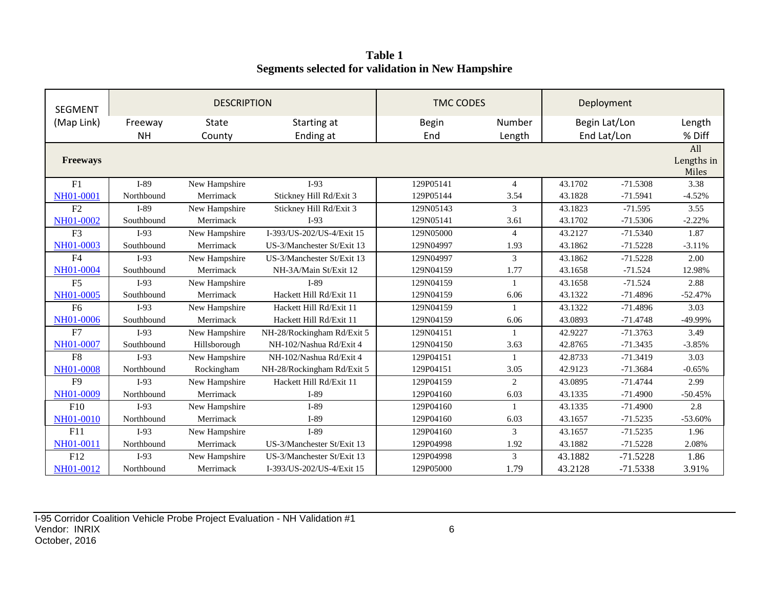**Table 1**
**Segments selected for validation in New Hampshire**

| SEGMENT (Map Link) | DESCRIPTION | | | TMC CODES | | Deployment | | |
|---|---|---|---|---|---|---|---|---|
| | Freeway NH | State County | Starting at Ending at | Begin End | Number Length | Begin Lat/Lon End Lat/Lon | | Length % Diff |
| **Freeways** | | | | | | | | All Lengths in Miles |
| F1 NH01-0001 | I-89 Northbound | New Hampshire Merrimack | I-93 Stickney Hill Rd/Exit 3 | 129P05141 129P05144 | 4 3.54 | 43.1702 43.1828 | -71.5308 -71.5941 | 3.38 -4.52% |
| F2 NH01-0002 | I-89 Southbound | New Hampshire Merrimack | Stickney Hill Rd/Exit 3 I-93 | 129N05143 129N05141 | 3 3.61 | 43.1823 43.1702 | -71.595 -71.5306 | 3.55 -2.22% |
| F3 NH01-0003 | I-93 Southbound | New Hampshire Merrimack | I-393/US-202/US-4/Exit 15 US-3/Manchester St/Exit 13 | 129N05000 129N04997 | 4 1.93 | 43.2127 43.1862 | -71.5340 -71.5228 | 1.87 -3.11% |
| F4 NH01-0004 | I-93 Southbound | New Hampshire Merrimack | US-3/Manchester St/Exit 13 NH-3A/Main St/Exit 12 | 129N04997 129N04159 | 3 1.77 | 43.1862 43.1658 | -71.5228 -71.524 | 2.00 12.98% |
| F5 NH01-0005 | I-93 Southbound | New Hampshire Merrimack | I-89 Hackett Hill Rd/Exit 11 | 129N04159 129N04159 | 1 6.06 | 43.1658 43.1322 | -71.524 -71.4896 | 2.88 -52.47% |
| F6 NH01-0006 | I-93 Southbound | New Hampshire Merrimack | Hackett Hill Rd/Exit 11 Hackett Hill Rd/Exit 11 | 129N04159 129N04159 | 1 6.06 | 43.1322 43.0893 | -71.4896 -71.4748 | 3.03 -49.99% |
| F7 NH01-0007 | I-93 Southbound | New Hampshire Hillsborough | NH-28/Rockingham Rd/Exit 5 NH-102/Nashua Rd/Exit 4 | 129N04151 129N04150 | 1 3.63 | 42.9227 42.8765 | -71.3763 -71.3435 | 3.49 -3.85% |
| F8 NH01-0008 | I-93 Northbound | New Hampshire Rockingham | NH-102/Nashua Rd/Exit 4 NH-28/Rockingham Rd/Exit 5 | 129P04151 129P04151 | 1 3.05 | 42.8733 42.9123 | -71.3419 -71.3684 | 3.03 -0.65% |
| F9 NH01-0009 | I-93 Northbound | New Hampshire Merrimack | Hackett Hill Rd/Exit 11 I-89 | 129P04159 129P04160 | 2 6.03 | 43.0895 43.1335 | -71.4744 -71.4900 | 2.99 -50.45% |
| F10 NH01-0010 | I-93 Northbound | New Hampshire Merrimack | I-89 I-89 | 129P04160 129P04160 | 1 6.03 | 43.1335 43.1657 | -71.4900 -71.5235 | 2.8 -53.60% |
| F11 NH01-0011 | I-93 Northbound | New Hampshire Merrimack | I-89 US-3/Manchester St/Exit 13 | 129P04160 129P04998 | 3 1.92 | 43.1657 43.1882 | -71.5235 -71.5228 | 1.96 2.08% |
| F12 NH01-0012 | I-93 Northbound | New Hampshire Merrimack | US-3/Manchester St/Exit 13 I-393/US-202/US-4/Exit 15 | 129P04998 129P05000 | 3 1.79 | 43.1882 43.2128 | -71.5228 -71.5338 | 1.86 3.91% |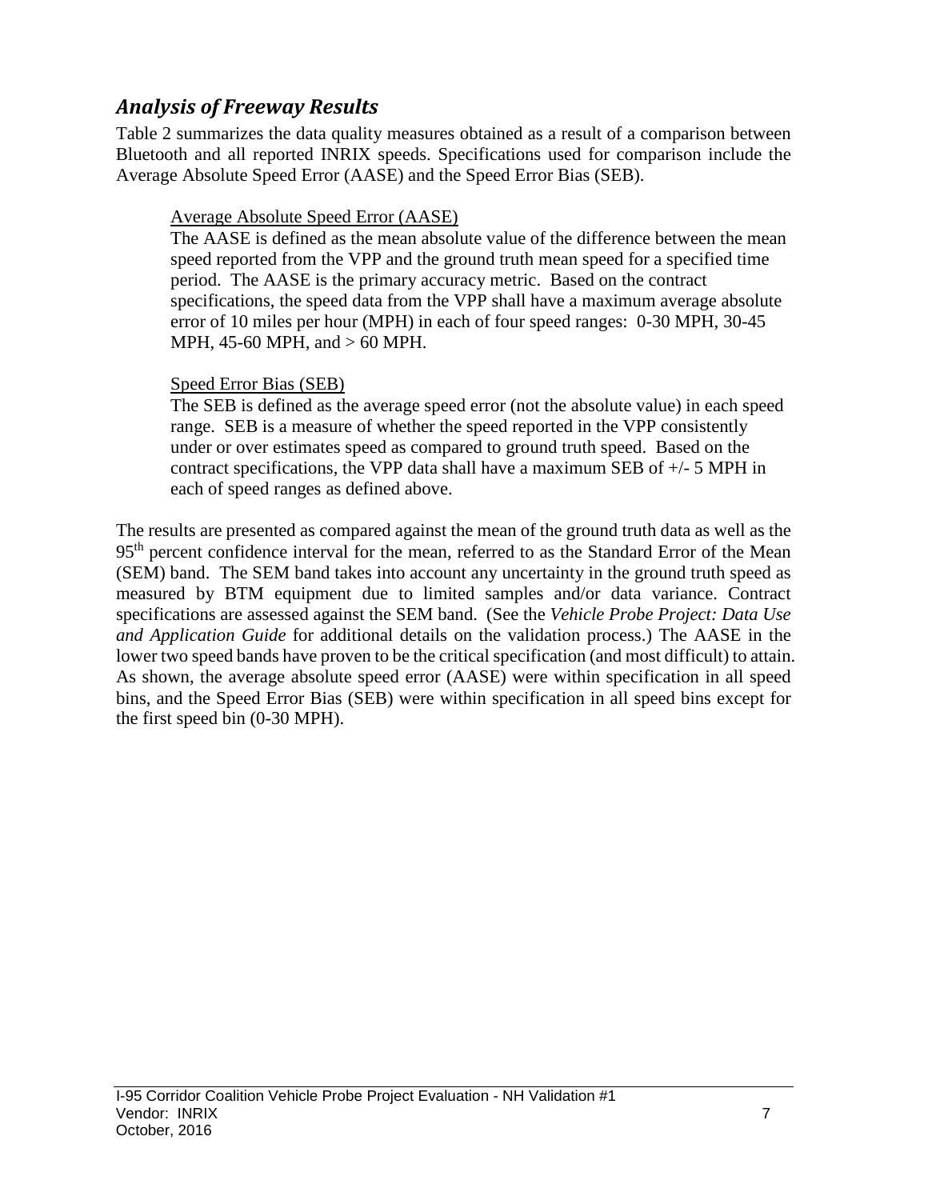## *Analysis of Freeway Results*

Table 2 summarizes the data quality measures obtained as a result of a comparison between Bluetooth and all reported INRIX speeds. Specifications used for comparison include the Average Absolute Speed Error (AASE) and the Speed Error Bias (SEB).

> <u>Average Absolute Speed Error (AASE)</u>
> The AASE is defined as the mean absolute value of the difference between the mean speed reported from the VPP and the ground truth mean speed for a specified time period. The AASE is the primary accuracy metric. Based on the contract specifications, the speed data from the VPP shall have a maximum average absolute error of 10 miles per hour (MPH) in each of four speed ranges: 0-30 MPH, 30-45 MPH, 45-60 MPH, and > 60 MPH.
>
> <u>Speed Error Bias (SEB)</u>
> The SEB is defined as the average speed error (not the absolute value) in each speed range. SEB is a measure of whether the speed reported in the VPP consistently under or over estimates speed as compared to ground truth speed. Based on the contract specifications, the VPP data shall have a maximum SEB of +/- 5 MPH in each of speed ranges as defined above.

The results are presented as compared against the mean of the ground truth data as well as the 95th percent confidence interval for the mean, referred to as the Standard Error of the Mean (SEM) band. The SEM band takes into account any uncertainty in the ground truth speed as measured by BTM equipment due to limited samples and/or data variance. Contract specifications are assessed against the SEM band. (See the *Vehicle Probe Project: Data Use and Application Guide* for additional details on the validation process.) The AASE in the lower two speed bands have proven to be the critical specification (and most difficult) to attain. As shown, the average absolute speed error (AASE) were within specification in all speed bins, and the Speed Error Bias (SEB) were within specification in all speed bins except for the first speed bin (0-30 MPH).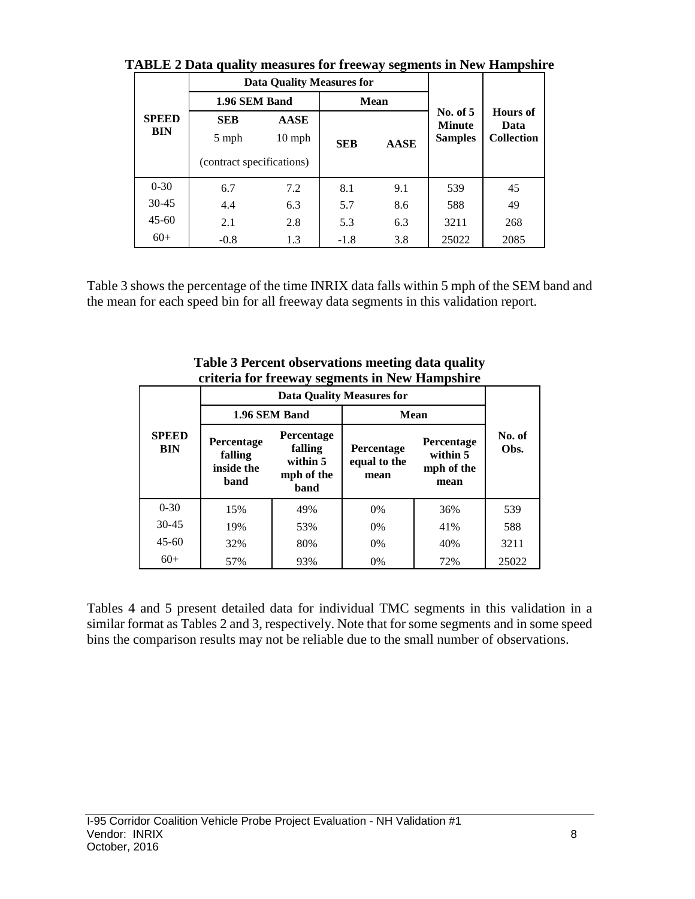**TABLE 2 Data quality measures for freeway segments in New Hampshire**

| SPEED BIN | Data Quality Measures for | | | | No. of 5 Minute Samples | Hours of Data Collection |
|---|---|---|---|---|---|---|
| | 1.96 SEM Band | | Mean | | | |
| | SEB 5 mph (contract specifications) | AASE 10 mph (contract specifications) | SEB | AASE | | |
| 0-30 | 6.7 | 7.2 | 8.1 | 9.1 | 539 | 45 |
| 30-45 | 4.4 | 6.3 | 5.7 | 8.6 | 588 | 49 |
| 45-60 | 2.1 | 2.8 | 5.3 | 6.3 | 3211 | 268 |
| 60+ | -0.8 | 1.3 | -1.8 | 3.8 | 25022 | 2085 |

Table 3 shows the percentage of the time INRIX data falls within 5 mph of the SEM band and the mean for each speed bin for all freeway data segments in this validation report.

**Table 3 Percent observations meeting data quality criteria for freeway segments in New Hampshire**

| SPEED BIN | Data Quality Measures for | | | | No. of Obs. |
|---|---|---|---|---|---|
| | 1.96 SEM Band | | Mean | | |
| | Percentage falling inside the band | Percentage falling within 5 mph of the band | Percentage equal to the mean | Percentage within 5 mph of the mean | |
| 0-30 | 15% | 49% | 0% | 36% | 539 |
| 30-45 | 19% | 53% | 0% | 41% | 588 |
| 45-60 | 32% | 80% | 0% | 40% | 3211 |
| 60+ | 57% | 93% | 0% | 72% | 25022 |

Tables 4 and 5 present detailed data for individual TMC segments in this validation in a similar format as Tables 2 and 3, respectively. Note that for some segments and in some speed bins the comparison results may not be reliable due to the small number of observations.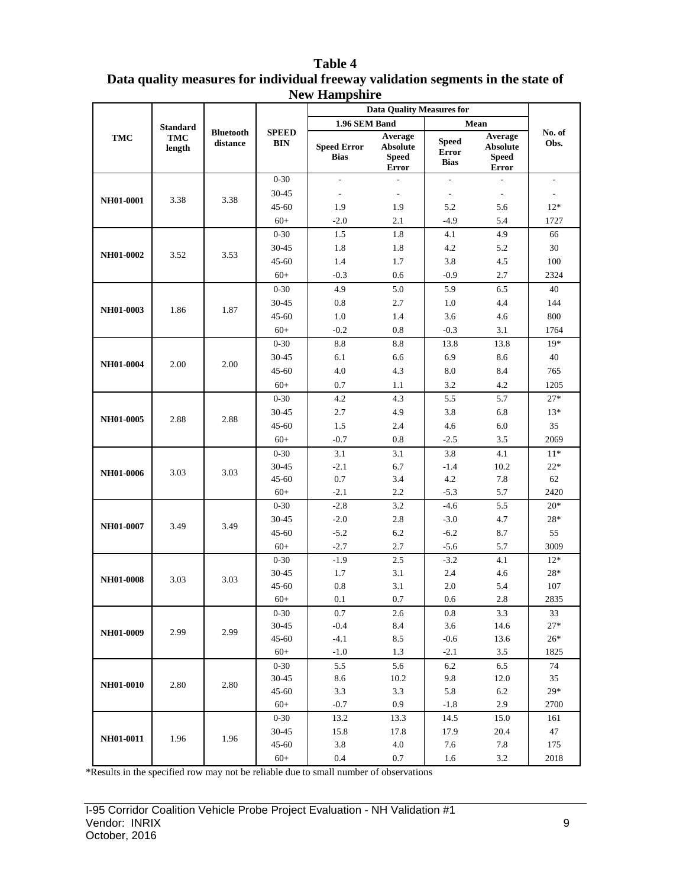**Table 4**
**Data quality measures for individual freeway validation segments in the state of New Hampshire**

| TMC | Standard TMC length | Bluetooth distance | SPEED BIN | Data Quality Measures for | | | | No. of Obs. |
|---|---|---|---|---|---|---|---|---|
| | | | | 1.96 SEM Band | | Mean | | |
| | | | | Speed Error Bias | Average Absolute Speed Error | Speed Error Bias | Average Absolute Speed Error | |
| NH01-0001 | 3.38 | 3.38 | 0-30 | - | - | - | - | - |
| | | | 30-45 | - | - | - | - | - |
| | | | 45-60 | 1.9 | 1.9 | 5.2 | 5.6 | 12* |
| | | | 60+ | -2.0 | 2.1 | -4.9 | 5.4 | 1727 |
| NH01-0002 | 3.52 | 3.53 | 0-30 | 1.5 | 1.8 | 4.1 | 4.9 | 66 |
| | | | 30-45 | 1.8 | 1.8 | 4.2 | 5.2 | 30 |
| | | | 45-60 | 1.4 | 1.7 | 3.8 | 4.5 | 100 |
| | | | 60+ | -0.3 | 0.6 | -0.9 | 2.7 | 2324 |
| NH01-0003 | 1.86 | 1.87 | 0-30 | 4.9 | 5.0 | 5.9 | 6.5 | 40 |
| | | | 30-45 | 0.8 | 2.7 | 1.0 | 4.4 | 144 |
| | | | 45-60 | 1.0 | 1.4 | 3.6 | 4.6 | 800 |
| | | | 60+ | -0.2 | 0.8 | -0.3 | 3.1 | 1764 |
| NH01-0004 | 2.00 | 2.00 | 0-30 | 8.8 | 8.8 | 13.8 | 13.8 | 19* |
| | | | 30-45 | 6.1 | 6.6 | 6.9 | 8.6 | 40 |
| | | | 45-60 | 4.0 | 4.3 | 8.0 | 8.4 | 765 |
| | | | 60+ | 0.7 | 1.1 | 3.2 | 4.2 | 1205 |
| NH01-0005 | 2.88 | 2.88 | 0-30 | 4.2 | 4.3 | 5.5 | 5.7 | 27* |
| | | | 30-45 | 2.7 | 4.9 | 3.8 | 6.8 | 13* |
| | | | 45-60 | 1.5 | 2.4 | 4.6 | 6.0 | 35 |
| | | | 60+ | -0.7 | 0.8 | -2.5 | 3.5 | 2069 |
| NH01-0006 | 3.03 | 3.03 | 0-30 | 3.1 | 3.1 | 3.8 | 4.1 | 11* |
| | | | 30-45 | -2.1 | 6.7 | -1.4 | 10.2 | 22* |
| | | | 45-60 | 0.7 | 3.4 | 4.2 | 7.8 | 62 |
| | | | 60+ | -2.1 | 2.2 | -5.3 | 5.7 | 2420 |
| NH01-0007 | 3.49 | 3.49 | 0-30 | -2.8 | 3.2 | -4.6 | 5.5 | 20* |
| | | | 30-45 | -2.0 | 2.8 | -3.0 | 4.7 | 28* |
| | | | 45-60 | -5.2 | 6.2 | -6.2 | 8.7 | 55 |
| | | | 60+ | -2.7 | 2.7 | -5.6 | 5.7 | 3009 |
| NH01-0008 | 3.03 | 3.03 | 0-30 | -1.9 | 2.5 | -3.2 | 4.1 | 12* |
| | | | 30-45 | 1.7 | 3.1 | 2.4 | 4.6 | 28* |
| | | | 45-60 | 0.8 | 3.1 | 2.0 | 5.4 | 107 |
| | | | 60+ | 0.1 | 0.7 | 0.6 | 2.8 | 2835 |
| NH01-0009 | 2.99 | 2.99 | 0-30 | 0.7 | 2.6 | 0.8 | 3.3 | 33 |
| | | | 30-45 | -0.4 | 8.4 | 3.6 | 14.6 | 27* |
| | | | 45-60 | -4.1 | 8.5 | -0.6 | 13.6 | 26* |
| | | | 60+ | -1.0 | 1.3 | -2.1 | 3.5 | 1825 |
| NH01-0010 | 2.80 | 2.80 | 0-30 | 5.5 | 5.6 | 6.2 | 6.5 | 74 |
| | | | 30-45 | 8.6 | 10.2 | 9.8 | 12.0 | 35 |
| | | | 45-60 | 3.3 | 3.3 | 5.8 | 6.2 | 29* |
| | | | 60+ | -0.7 | 0.9 | -1.8 | 2.9 | 2700 |
| NH01-0011 | 1.96 | 1.96 | 0-30 | 13.2 | 13.3 | 14.5 | 15.0 | 161 |
| | | | 30-45 | 15.8 | 17.8 | 17.9 | 20.4 | 47 |
| | | | 45-60 | 3.8 | 4.0 | 7.6 | 7.8 | 175 |
| | | | 60+ | 0.4 | 0.7 | 1.6 | 3.2 | 2018 |

*Results in the specified row may not be reliable due to small number of observations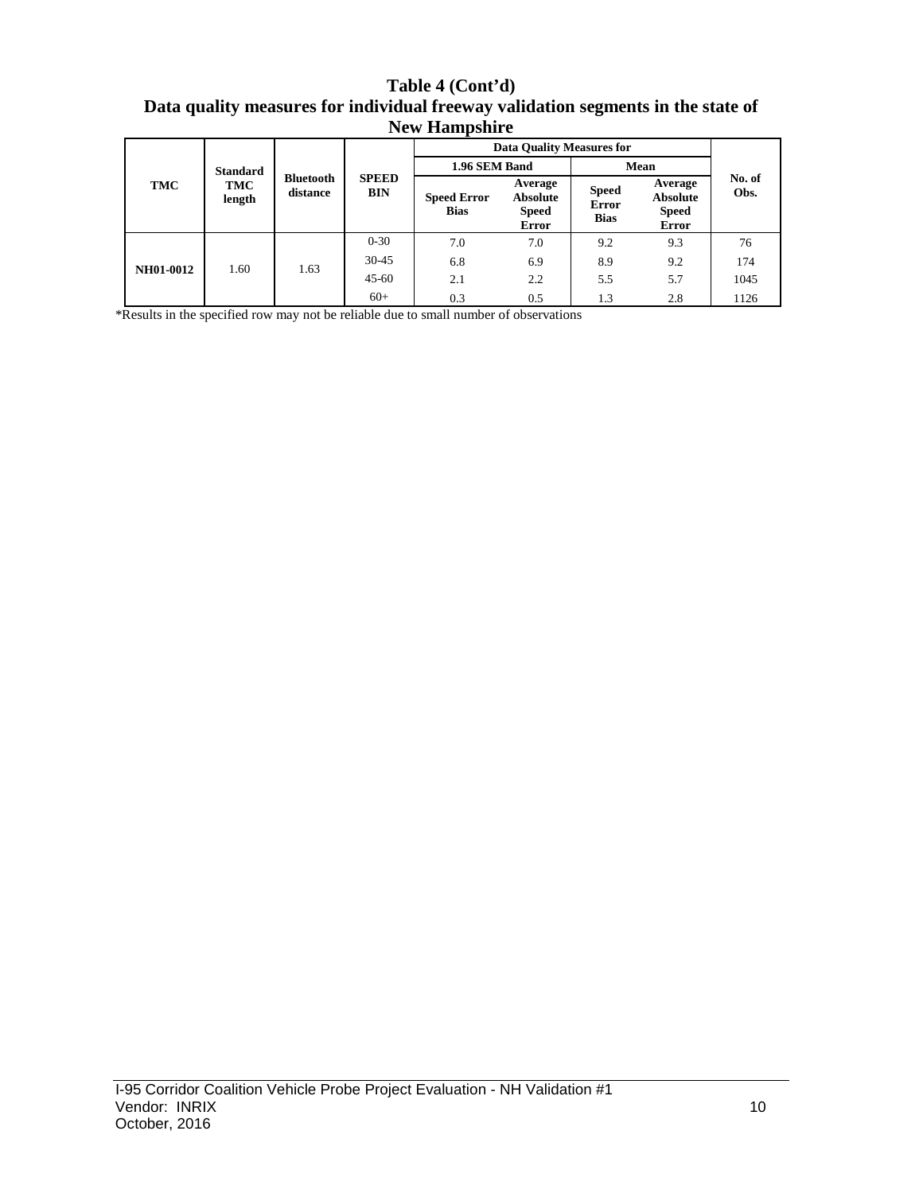**Table 4 (Cont'd)**
**Data quality measures for individual freeway validation segments in the state of New Hampshire**

| TMC | Standard TMC length | Bluetooth distance | SPEED BIN | Data Quality Measures for | | | | No. of Obs. |
|---|---|---|---|---|---|---|---|---|
| | | | | 1.96 SEM Band | | Mean | | |
| | | | | Speed Error Bias | Average Absolute Speed Error | Speed Error Bias | Average Absolute Speed Error | |
| NH01-0012 | 1.60 | 1.63 | 0-30 | 7.0 | 7.0 | 9.2 | 9.3 | 76 |
| | | | 30-45 | 6.8 | 6.9 | 8.9 | 9.2 | 174 |
| | | | 45-60 | 2.1 | 2.2 | 5.5 | 5.7 | 1045 |
| | | | 60+ | 0.3 | 0.5 | 1.3 | 2.8 | 1126 |

*Results in the specified row may not be reliable due to small number of observations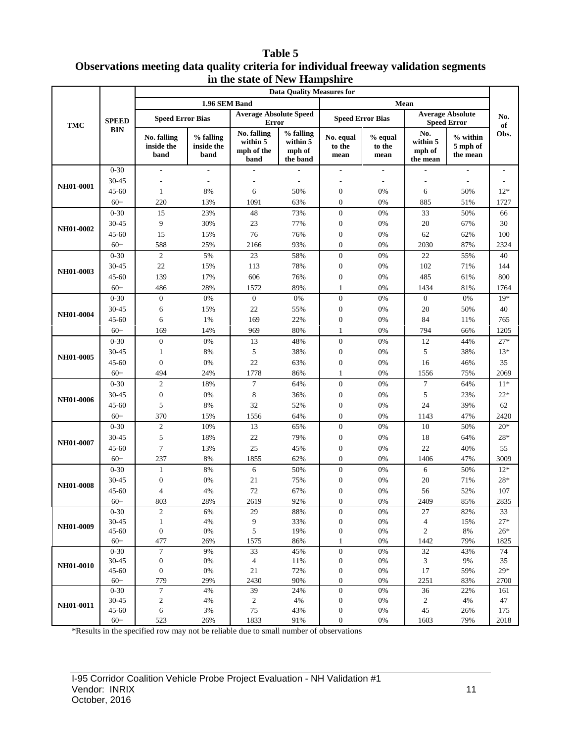**Table 5**
**Observations meeting data quality criteria for individual freeway validation segments in the state of New Hampshire**

| TMC | SPEED BIN | Data Quality Measures for | | | | | | | | No. of Obs. |
|---|---|---|---|---|---|---|---|---|---|---|
| | | 1.96 SEM Band | | | | Mean | | | | |
| | | Speed Error Bias | | Average Absolute Speed Error | | Speed Error Bias | | Average Absolute Speed Error | | |
| | | No. falling inside the band | % falling inside the band | No. falling within 5 mph of the band | % falling within 5 mph of the band | No. equal to the mean | % equal to the mean | No. within 5 mph of the mean | % within 5 mph of the mean | |
| NH01-0001 | 0-30 | - | - | - | - | - | - | - | - | - |
| | 30-45 | - | - | - | - | - | - | - | - | - |
| | 45-60 | 1 | 8% | 6 | 50% | 0 | 0% | 6 | 50% | 12* |
| | 60+ | 220 | 13% | 1091 | 63% | 0 | 0% | 885 | 51% | 1727 |
| NH01-0002 | 0-30 | 15 | 23% | 48 | 73% | 0 | 0% | 33 | 50% | 66 |
| | 30-45 | 9 | 30% | 23 | 77% | 0 | 0% | 20 | 67% | 30 |
| | 45-60 | 15 | 15% | 76 | 76% | 0 | 0% | 62 | 62% | 100 |
| | 60+ | 588 | 25% | 2166 | 93% | 0 | 0% | 2030 | 87% | 2324 |
| NH01-0003 | 0-30 | 2 | 5% | 23 | 58% | 0 | 0% | 22 | 55% | 40 |
| | 30-45 | 22 | 15% | 113 | 78% | 0 | 0% | 102 | 71% | 144 |
| | 45-60 | 139 | 17% | 606 | 76% | 0 | 0% | 485 | 61% | 800 |
| | 60+ | 486 | 28% | 1572 | 89% | 1 | 0% | 1434 | 81% | 1764 |
| NH01-0004 | 0-30 | 0 | 0% | 0 | 0% | 0 | 0% | 0 | 0% | 19* |
| | 30-45 | 6 | 15% | 22 | 55% | 0 | 0% | 20 | 50% | 40 |
| | 45-60 | 6 | 1% | 169 | 22% | 0 | 0% | 84 | 11% | 765 |
| | 60+ | 169 | 14% | 969 | 80% | 1 | 0% | 794 | 66% | 1205 |
| NH01-0005 | 0-30 | 0 | 0% | 13 | 48% | 0 | 0% | 12 | 44% | 27* |
| | 30-45 | 1 | 8% | 5 | 38% | 0 | 0% | 5 | 38% | 13* |
| | 45-60 | 0 | 0% | 22 | 63% | 0 | 0% | 16 | 46% | 35 |
| | 60+ | 494 | 24% | 1778 | 86% | 1 | 0% | 1556 | 75% | 2069 |
| NH01-0006 | 0-30 | 2 | 18% | 7 | 64% | 0 | 0% | 7 | 64% | 11* |
| | 30-45 | 0 | 0% | 8 | 36% | 0 | 0% | 5 | 23% | 22* |
| | 45-60 | 5 | 8% | 32 | 52% | 0 | 0% | 24 | 39% | 62 |
| | 60+ | 370 | 15% | 1556 | 64% | 0 | 0% | 1143 | 47% | 2420 |
| NH01-0007 | 0-30 | 2 | 10% | 13 | 65% | 0 | 0% | 10 | 50% | 20* |
| | 30-45 | 5 | 18% | 22 | 79% | 0 | 0% | 18 | 64% | 28* |
| | 45-60 | 7 | 13% | 25 | 45% | 0 | 0% | 22 | 40% | 55 |
| | 60+ | 237 | 8% | 1855 | 62% | 0 | 0% | 1406 | 47% | 3009 |
| NH01-0008 | 0-30 | 1 | 8% | 6 | 50% | 0 | 0% | 6 | 50% | 12* |
| | 30-45 | 0 | 0% | 21 | 75% | 0 | 0% | 20 | 71% | 28* |
| | 45-60 | 4 | 4% | 72 | 67% | 0 | 0% | 56 | 52% | 107 |
| | 60+ | 803 | 28% | 2619 | 92% | 0 | 0% | 2409 | 85% | 2835 |
| NH01-0009 | 0-30 | 2 | 6% | 29 | 88% | 0 | 0% | 27 | 82% | 33 |
| | 30-45 | 1 | 4% | 9 | 33% | 0 | 0% | 4 | 15% | 27* |
| | 45-60 | 0 | 0% | 5 | 19% | 0 | 0% | 2 | 8% | 26* |
| | 60+ | 477 | 26% | 1575 | 86% | 1 | 0% | 1442 | 79% | 1825 |
| NH01-0010 | 0-30 | 7 | 9% | 33 | 45% | 0 | 0% | 32 | 43% | 74 |
| | 30-45 | 0 | 0% | 4 | 11% | 0 | 0% | 3 | 9% | 35 |
| | 45-60 | 0 | 0% | 21 | 72% | 0 | 0% | 17 | 59% | 29* |
| | 60+ | 779 | 29% | 2430 | 90% | 0 | 0% | 2251 | 83% | 2700 |
| NH01-0011 | 0-30 | 7 | 4% | 39 | 24% | 0 | 0% | 36 | 22% | 161 |
| | 30-45 | 2 | 4% | 2 | 4% | 0 | 0% | 2 | 4% | 47 |
| | 45-60 | 6 | 3% | 75 | 43% | 0 | 0% | 45 | 26% | 175 |
| | 60+ | 523 | 26% | 1833 | 91% | 0 | 0% | 1603 | 79% | 2018 |

*Results in the specified row may not be reliable due to small number of observations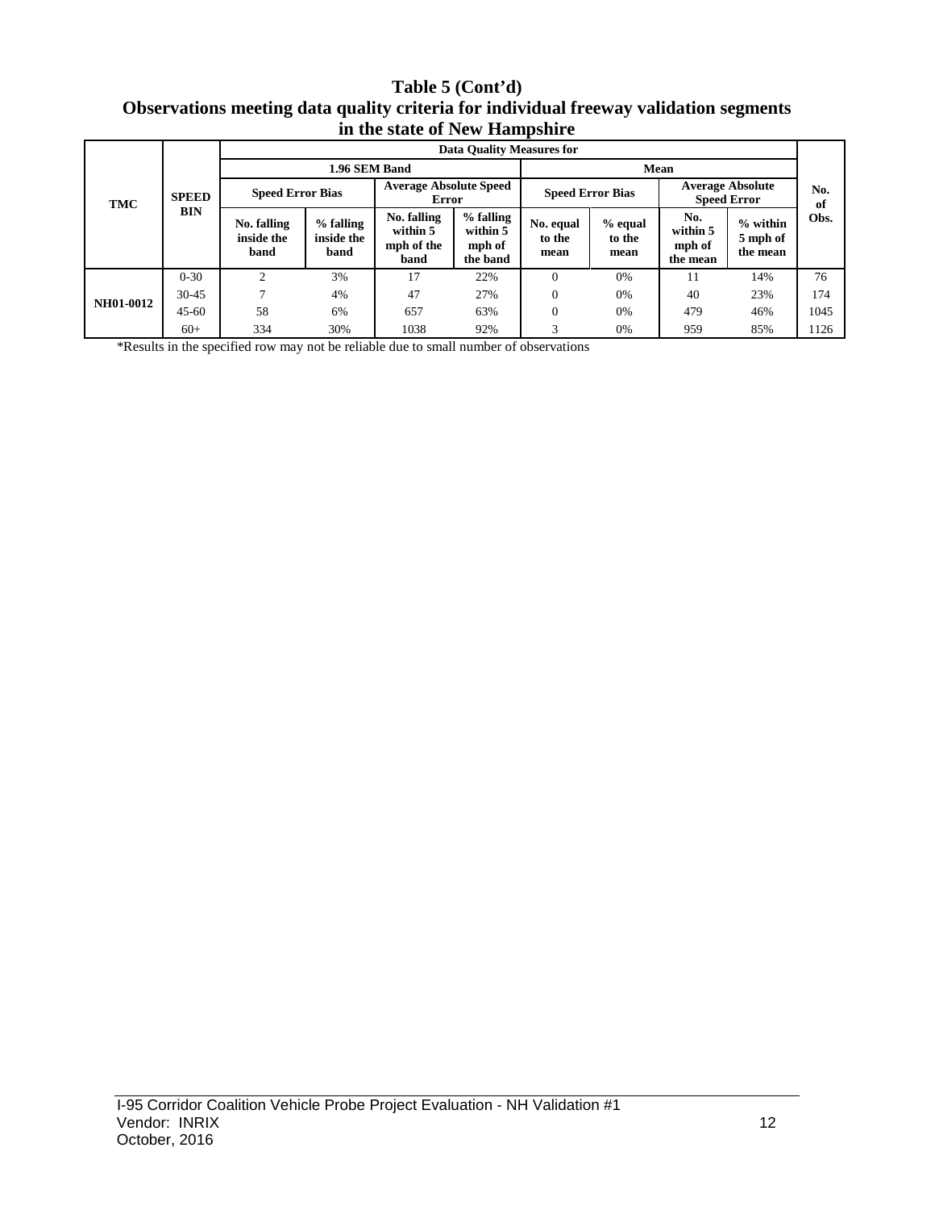**Table 5 (Cont'd)**
**Observations meeting data quality criteria for individual freeway validation segments in the state of New Hampshire**

| TMC | SPEED BIN | Data Quality Measures for | | | | | | | | No. of Obs. |
|---|---|---|---|---|---|---|---|---|---|---|
| | | 1.96 SEM Band | | | | Mean | | | | |
| | | Speed Error Bias | | Average Absolute Speed Error | | Speed Error Bias | | Average Absolute Speed Error | | |
| | | No. falling inside the band | % falling inside the band | No. falling within 5 mph of the band | % falling within 5 mph of the band | No. equal to the mean | % equal to the mean | No. within 5 mph of the mean | % within 5 mph of the mean | |
| NH01-0012 | 0-30 | 2 | 3% | 17 | 22% | 0 | 0% | 11 | 14% | 76 |
| | 30-45 | 7 | 4% | 47 | 27% | 0 | 0% | 40 | 23% | 174 |
| | 45-60 | 58 | 6% | 657 | 63% | 0 | 0% | 479 | 46% | 1045 |
| | 60+ | 334 | 30% | 1038 | 92% | 3 | 0% | 959 | 85% | 1126 |

*Results in the specified row may not be reliable due to small number of observations